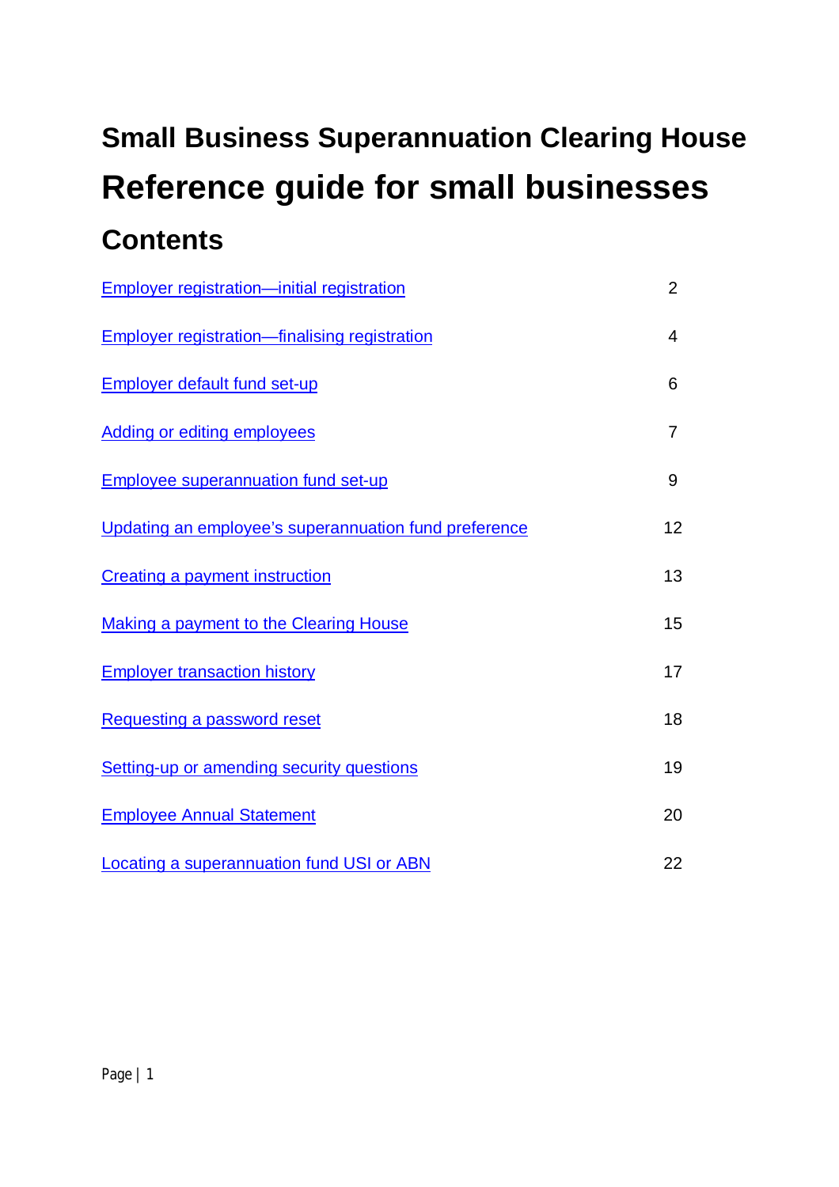# Small Business Superannuation Clearing House

# Reference guide for small businesses

## Contents

| | |
|---|---|
| Employer registration—initial registration | 2 |
| Employer registration—finalising registration | 4 |
| Employer default fund set-up | 6 |
| Adding or editing employees | 7 |
| Employee superannuation fund set-up | 9 |
| Updating an employee's superannuation fund preference | 12 |
| Creating a payment instruction | 13 |
| Making a payment to the Clearing House | 15 |
| Employer transaction history | 17 |
| Requesting a password reset | 18 |
| Setting-up or amending security questions | 19 |
| Employee Annual Statement | 20 |
| Locating a superannuation fund USI or ABN | 22 |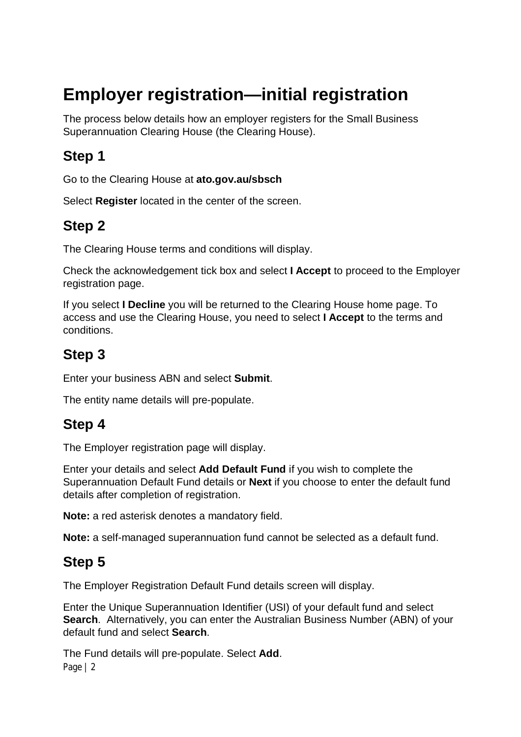# Employer registration—initial registration

The process below details how an employer registers for the Small Business Superannuation Clearing House (the Clearing House).

## Step 1

Go to the Clearing House at **ato.gov.au/sbsch**

Select **Register** located in the center of the screen.

## Step 2

The Clearing House terms and conditions will display.

Check the acknowledgement tick box and select **I Accept** to proceed to the Employer registration page.

If you select **I Decline** you will be returned to the Clearing House home page. To access and use the Clearing House, you need to select **I Accept** to the terms and conditions.

## Step 3

Enter your business ABN and select **Submit**.

The entity name details will pre-populate.

## Step 4

The Employer registration page will display.

Enter your details and select **Add Default Fund** if you wish to complete the Superannuation Default Fund details or **Next** if you choose to enter the default fund details after completion of registration.

**Note:** a red asterisk denotes a mandatory field.

**Note:** a self-managed superannuation fund cannot be selected as a default fund.

## Step 5

The Employer Registration Default Fund details screen will display.

Enter the Unique Superannuation Identifier (USI) of your default fund and select **Search**. Alternatively, you can enter the Australian Business Number (ABN) of your default fund and select **Search**.

The Fund details will pre-populate. Select **Add**.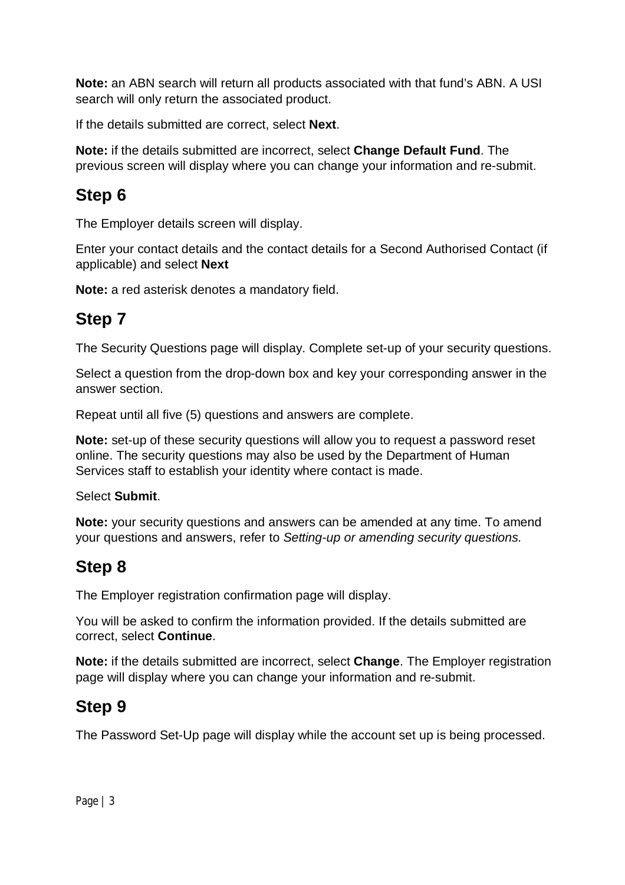**Note:** an ABN search will return all products associated with that fund's ABN. A USI search will only return the associated product.

If the details submitted are correct, select **Next**.

**Note:** if the details submitted are incorrect, select **Change Default Fund**. The previous screen will display where you can change your information and re-submit.

## Step 6

The Employer details screen will display.

Enter your contact details and the contact details for a Second Authorised Contact (if applicable) and select **Next**

**Note:** a red asterisk denotes a mandatory field.

## Step 7

The Security Questions page will display. Complete set-up of your security questions.

Select a question from the drop-down box and key your corresponding answer in the answer section.

Repeat until all five (5) questions and answers are complete.

**Note:** set-up of these security questions will allow you to request a password reset online. The security questions may also be used by the Department of Human Services staff to establish your identity where contact is made.

Select **Submit**.

**Note:** your security questions and answers can be amended at any time. To amend your questions and answers, refer to *Setting-up or amending security questions.*

## Step 8

The Employer registration confirmation page will display.

You will be asked to confirm the information provided. If the details submitted are correct, select **Continue**.

**Note:** if the details submitted are incorrect, select **Change**. The Employer registration page will display where you can change your information and re-submit.

## Step 9

The Password Set-Up page will display while the account set up is being processed.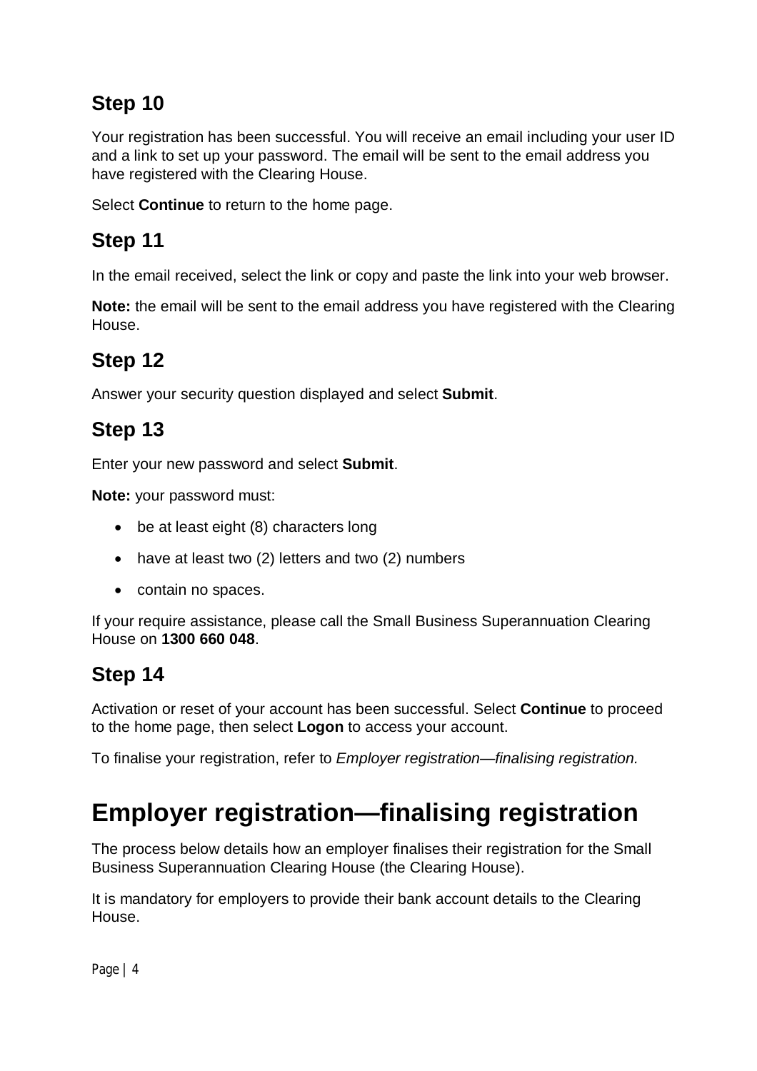## Step 10

Your registration has been successful. You will receive an email including your user ID and a link to set up your password. The email will be sent to the email address you have registered with the Clearing House.

Select **Continue** to return to the home page.

## Step 11

In the email received, select the link or copy and paste the link into your web browser.

**Note:** the email will be sent to the email address you have registered with the Clearing House.

## Step 12

Answer your security question displayed and select **Submit**.

## Step 13

Enter your new password and select **Submit**.

**Note:** your password must:

- be at least eight (8) characters long
- have at least two (2) letters and two (2) numbers
- contain no spaces.

If your require assistance, please call the Small Business Superannuation Clearing House on **1300 660 048**.

## Step 14

Activation or reset of your account has been successful. Select **Continue** to proceed to the home page, then select **Logon** to access your account.

To finalise your registration, refer to *Employer registration—finalising registration.*

# Employer registration—finalising registration

The process below details how an employer finalises their registration for the Small Business Superannuation Clearing House (the Clearing House).

It is mandatory for employers to provide their bank account details to the Clearing House.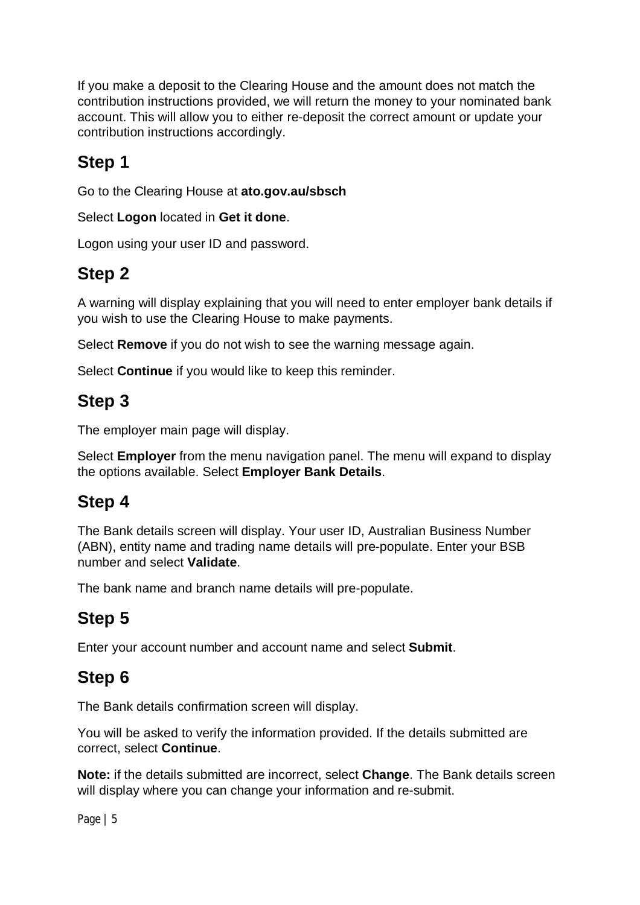If you make a deposit to the Clearing House and the amount does not match the contribution instructions provided, we will return the money to your nominated bank account. This will allow you to either re-deposit the correct amount or update your contribution instructions accordingly.

## Step 1

Go to the Clearing House at **ato.gov.au/sbsch**

Select **Logon** located in **Get it done**.

Logon using your user ID and password.

## Step 2

A warning will display explaining that you will need to enter employer bank details if you wish to use the Clearing House to make payments.

Select **Remove** if you do not wish to see the warning message again.

Select **Continue** if you would like to keep this reminder.

## Step 3

The employer main page will display.

Select **Employer** from the menu navigation panel. The menu will expand to display the options available. Select **Employer Bank Details**.

## Step 4

The Bank details screen will display. Your user ID, Australian Business Number (ABN), entity name and trading name details will pre-populate. Enter your BSB number and select **Validate**.

The bank name and branch name details will pre-populate.

## Step 5

Enter your account number and account name and select **Submit**.

## Step 6

The Bank details confirmation screen will display.

You will be asked to verify the information provided. If the details submitted are correct, select **Continue**.

**Note:** if the details submitted are incorrect, select **Change**. The Bank details screen will display where you can change your information and re-submit.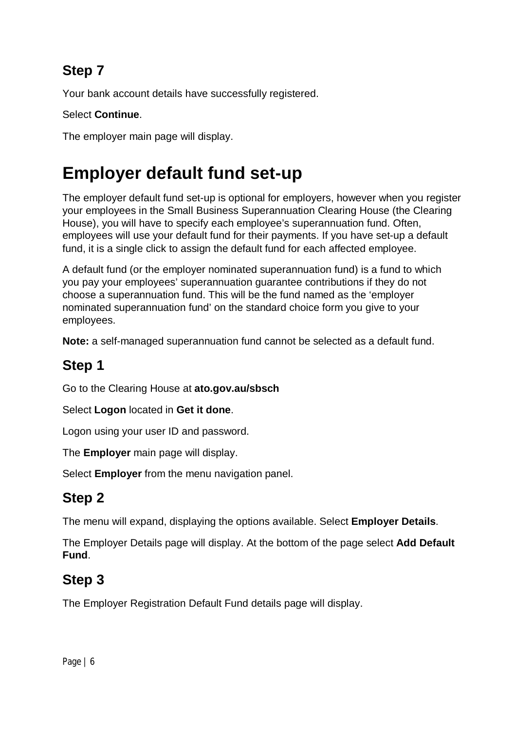## Step 7

Your bank account details have successfully registered.

Select **Continue**.

The employer main page will display.

# Employer default fund set-up

The employer default fund set-up is optional for employers, however when you register your employees in the Small Business Superannuation Clearing House (the Clearing House), you will have to specify each employee's superannuation fund. Often, employees will use your default fund for their payments. If you have set-up a default fund, it is a single click to assign the default fund for each affected employee.

A default fund (or the employer nominated superannuation fund) is a fund to which you pay your employees' superannuation guarantee contributions if they do not choose a superannuation fund. This will be the fund named as the 'employer nominated superannuation fund' on the standard choice form you give to your employees.

**Note:** a self-managed superannuation fund cannot be selected as a default fund.

## Step 1

Go to the Clearing House at **ato.gov.au/sbsch**

Select **Logon** located in **Get it done**.

Logon using your user ID and password.

The **Employer** main page will display.

Select **Employer** from the menu navigation panel.

## Step 2

The menu will expand, displaying the options available. Select **Employer Details**.

The Employer Details page will display. At the bottom of the page select **Add Default Fund**.

## Step 3

The Employer Registration Default Fund details page will display.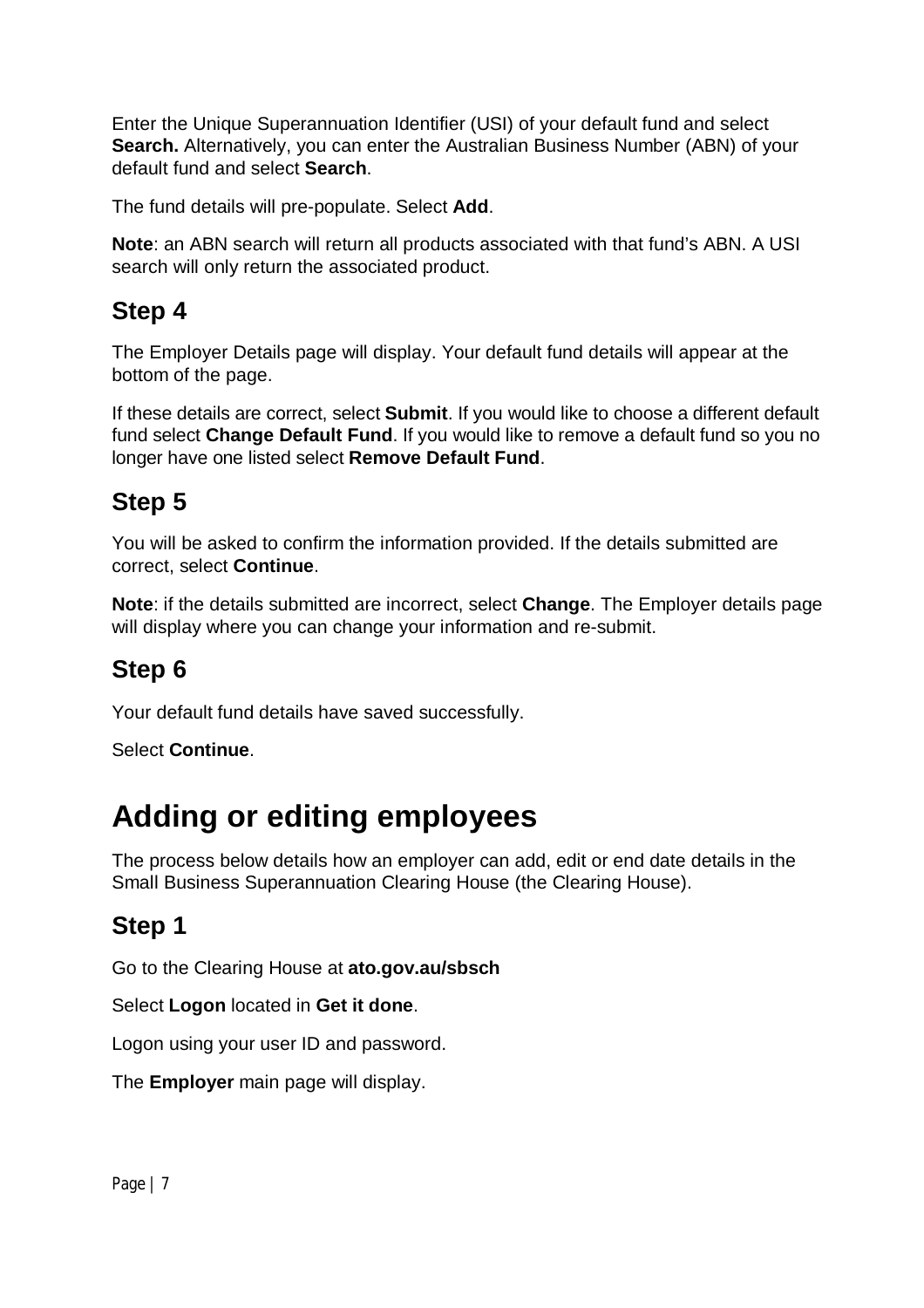Enter the Unique Superannuation Identifier (USI) of your default fund and select **Search.** Alternatively, you can enter the Australian Business Number (ABN) of your default fund and select **Search**.

The fund details will pre-populate. Select **Add**.

**Note**: an ABN search will return all products associated with that fund's ABN. A USI search will only return the associated product.

## Step 4

The Employer Details page will display. Your default fund details will appear at the bottom of the page.

If these details are correct, select **Submit**. If you would like to choose a different default fund select **Change Default Fund**. If you would like to remove a default fund so you no longer have one listed select **Remove Default Fund**.

## Step 5

You will be asked to confirm the information provided. If the details submitted are correct, select **Continue**.

**Note**: if the details submitted are incorrect, select **Change**. The Employer details page will display where you can change your information and re-submit.

## Step 6

Your default fund details have saved successfully.

Select **Continue**.

# Adding or editing employees

The process below details how an employer can add, edit or end date details in the Small Business Superannuation Clearing House (the Clearing House).

## Step 1

Go to the Clearing House at **ato.gov.au/sbsch**

Select **Logon** located in **Get it done**.

Logon using your user ID and password.

The **Employer** main page will display.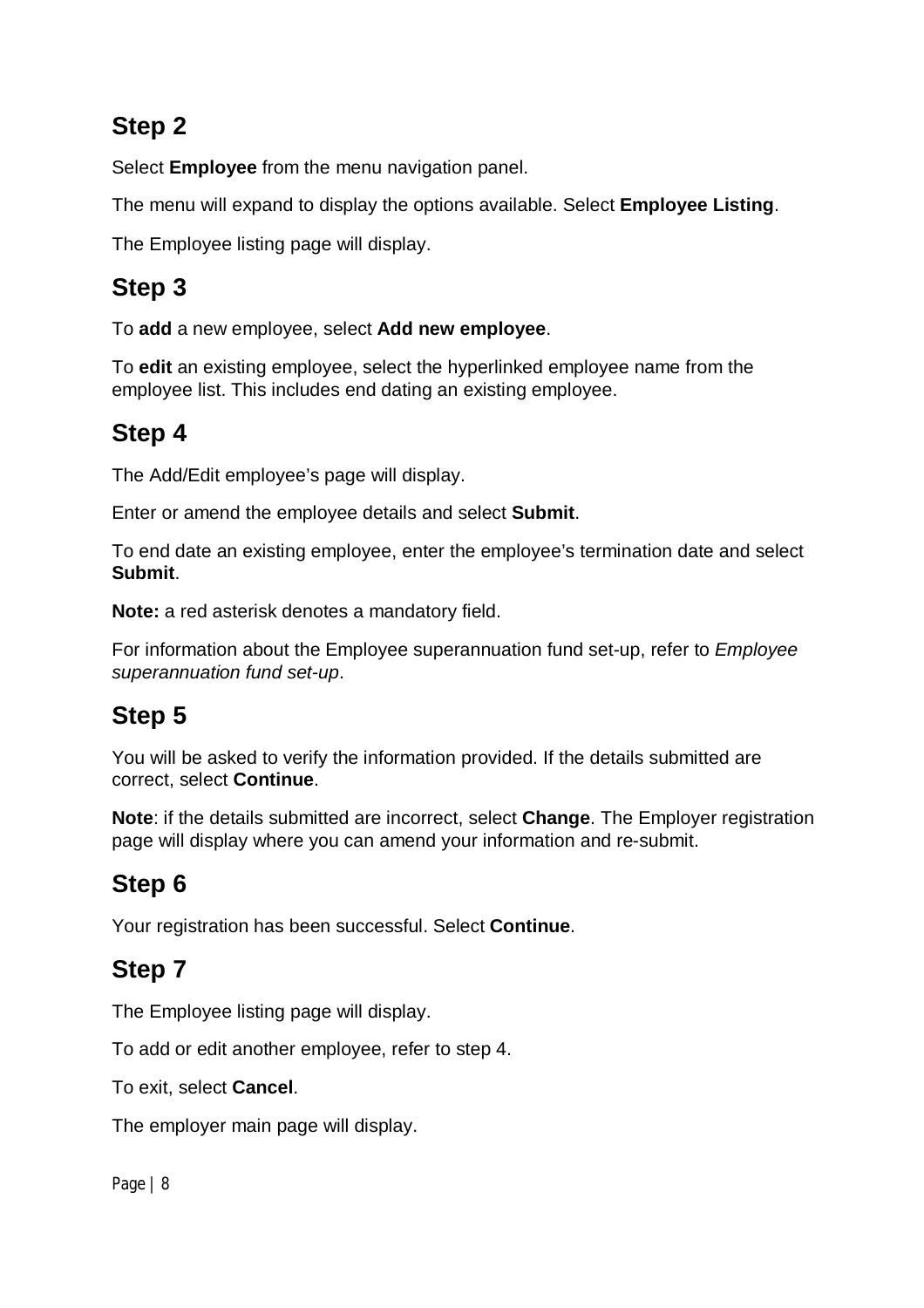## Step 2

Select **Employee** from the menu navigation panel.

The menu will expand to display the options available. Select **Employee Listing**.

The Employee listing page will display.

## Step 3

To **add** a new employee, select **Add new employee**.

To **edit** an existing employee, select the hyperlinked employee name from the employee list. This includes end dating an existing employee.

## Step 4

The Add/Edit employee's page will display.

Enter or amend the employee details and select **Submit**.

To end date an existing employee, enter the employee's termination date and select **Submit**.

**Note:** a red asterisk denotes a mandatory field.

For information about the Employee superannuation fund set-up, refer to *Employee superannuation fund set-up*.

## Step 5

You will be asked to verify the information provided. If the details submitted are correct, select **Continue**.

**Note**: if the details submitted are incorrect, select **Change**. The Employer registration page will display where you can amend your information and re-submit.

## Step 6

Your registration has been successful. Select **Continue**.

## Step 7

The Employee listing page will display.

To add or edit another employee, refer to step 4.

To exit, select **Cancel**.

The employer main page will display.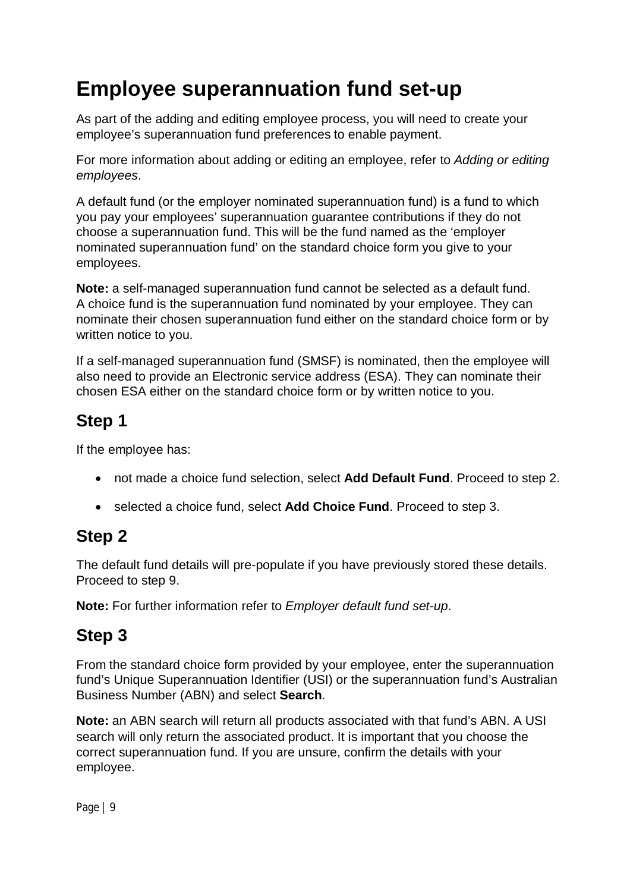# Employee superannuation fund set-up

As part of the adding and editing employee process, you will need to create your employee's superannuation fund preferences to enable payment.

For more information about adding or editing an employee, refer to *Adding or editing employees*.

A default fund (or the employer nominated superannuation fund) is a fund to which you pay your employees' superannuation guarantee contributions if they do not choose a superannuation fund. This will be the fund named as the 'employer nominated superannuation fund' on the standard choice form you give to your employees.

**Note:** a self-managed superannuation fund cannot be selected as a default fund.
A choice fund is the superannuation fund nominated by your employee. They can nominate their chosen superannuation fund either on the standard choice form or by written notice to you.

If a self-managed superannuation fund (SMSF) is nominated, then the employee will also need to provide an Electronic service address (ESA). They can nominate their chosen ESA either on the standard choice form or by written notice to you.

## Step 1

If the employee has:

- not made a choice fund selection, select **Add Default Fund**. Proceed to step 2.
- selected a choice fund, select **Add Choice Fund**. Proceed to step 3.

## Step 2

The default fund details will pre-populate if you have previously stored these details. Proceed to step 9.

**Note:** For further information refer to *Employer default fund set-up*.

## Step 3

From the standard choice form provided by your employee, enter the superannuation fund's Unique Superannuation Identifier (USI) or the superannuation fund's Australian Business Number (ABN) and select **Search**.

**Note:** an ABN search will return all products associated with that fund's ABN. A USI search will only return the associated product. It is important that you choose the correct superannuation fund. If you are unsure, confirm the details with your employee.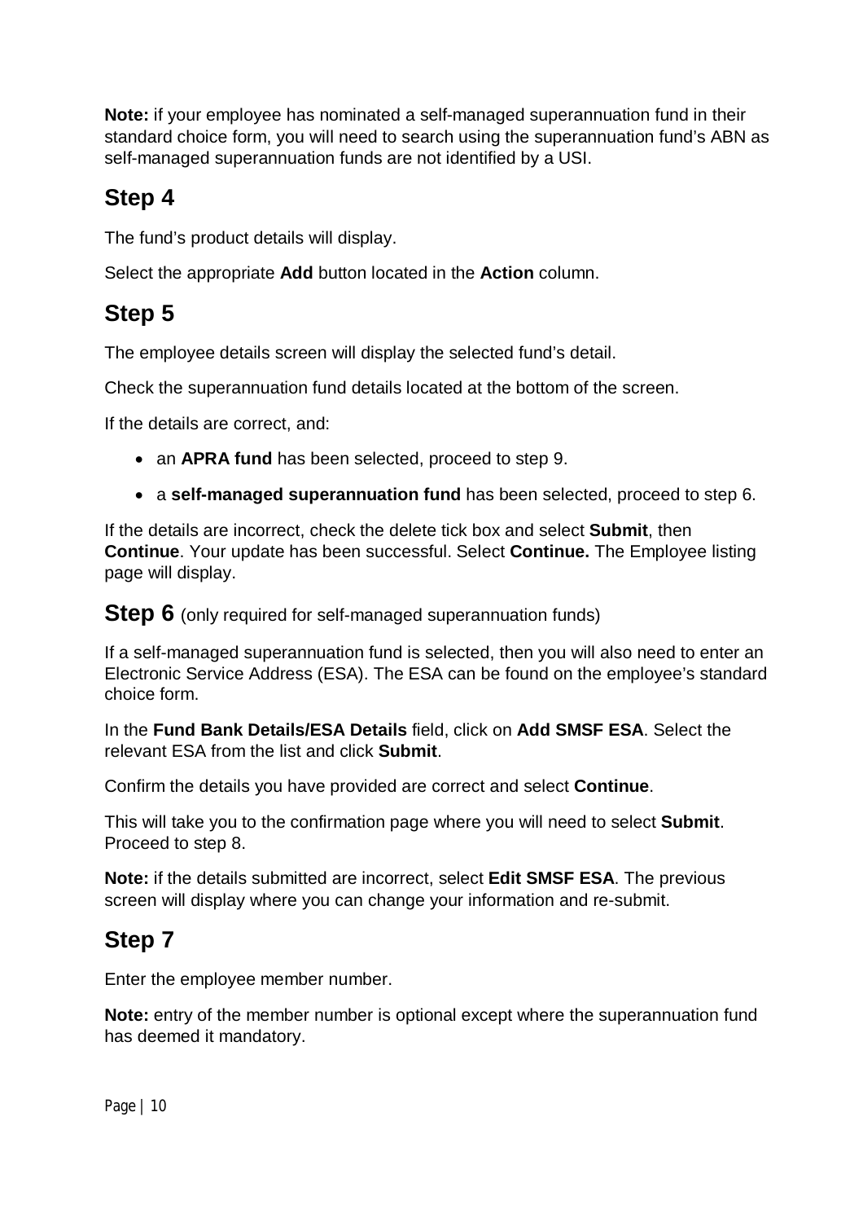**Note:** if your employee has nominated a self-managed superannuation fund in their standard choice form, you will need to search using the superannuation fund's ABN as self-managed superannuation funds are not identified by a USI.

## Step 4

The fund's product details will display.

Select the appropriate **Add** button located in the **Action** column.

## Step 5

The employee details screen will display the selected fund's detail.

Check the superannuation fund details located at the bottom of the screen.

If the details are correct, and:

- an **APRA fund** has been selected, proceed to step 9.
- a **self-managed superannuation fund** has been selected, proceed to step 6.

If the details are incorrect, check the delete tick box and select **Submit**, then **Continue**. Your update has been successful. Select **Continue.** The Employee listing page will display.

## Step 6 (only required for self-managed superannuation funds)

If a self-managed superannuation fund is selected, then you will also need to enter an Electronic Service Address (ESA). The ESA can be found on the employee's standard choice form.

In the **Fund Bank Details/ESA Details** field, click on **Add SMSF ESA**. Select the relevant ESA from the list and click **Submit**.

Confirm the details you have provided are correct and select **Continue**.

This will take you to the confirmation page where you will need to select **Submit**. Proceed to step 8.

**Note:** if the details submitted are incorrect, select **Edit SMSF ESA**. The previous screen will display where you can change your information and re-submit.

## Step 7

Enter the employee member number.

**Note:** entry of the member number is optional except where the superannuation fund has deemed it mandatory.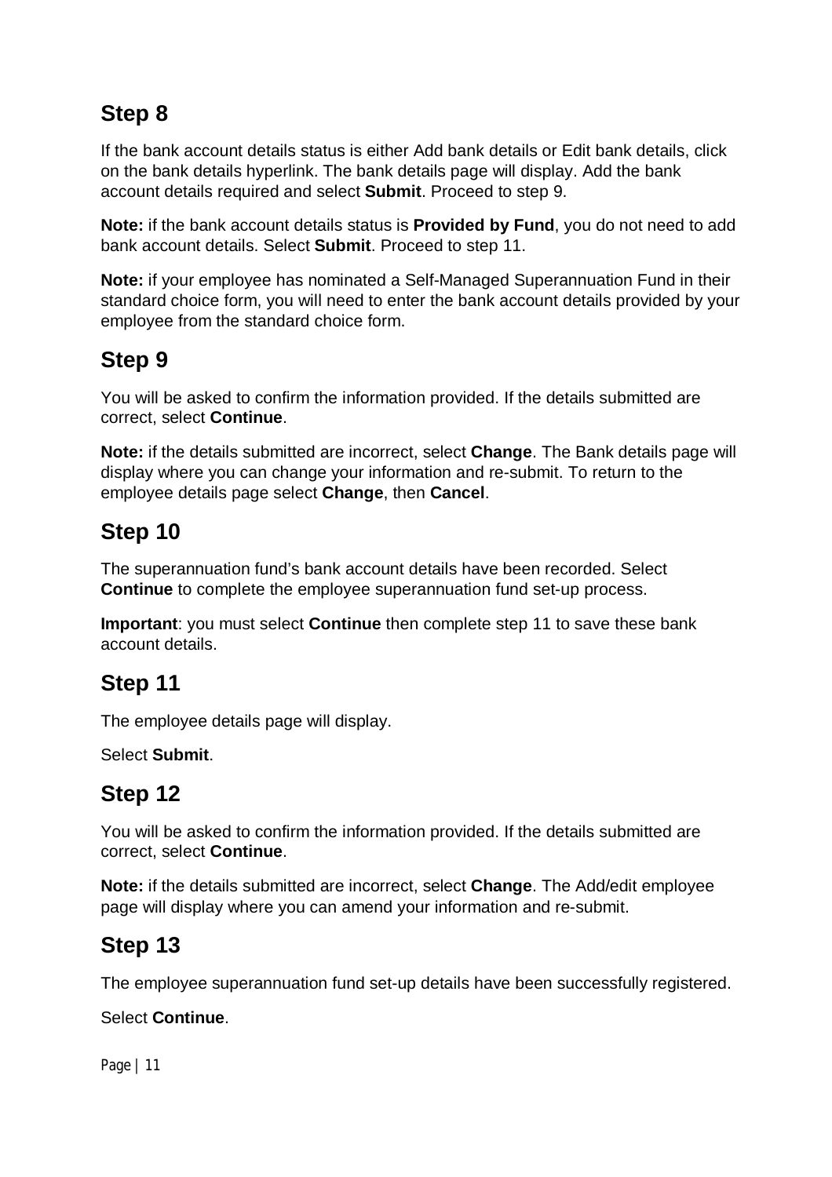## Step 8

If the bank account details status is either Add bank details or Edit bank details, click on the bank details hyperlink. The bank details page will display. Add the bank account details required and select **Submit**. Proceed to step 9.

**Note:** if the bank account details status is **Provided by Fund**, you do not need to add bank account details. Select **Submit**. Proceed to step 11.

**Note:** if your employee has nominated a Self-Managed Superannuation Fund in their standard choice form, you will need to enter the bank account details provided by your employee from the standard choice form.

## Step 9

You will be asked to confirm the information provided. If the details submitted are correct, select **Continue**.

**Note:** if the details submitted are incorrect, select **Change**. The Bank details page will display where you can change your information and re-submit. To return to the employee details page select **Change**, then **Cancel**.

## Step 10

The superannuation fund's bank account details have been recorded. Select **Continue** to complete the employee superannuation fund set-up process.

**Important**: you must select **Continue** then complete step 11 to save these bank account details.

## Step 11

The employee details page will display.

Select **Submit**.

## Step 12

You will be asked to confirm the information provided. If the details submitted are correct, select **Continue**.

**Note:** if the details submitted are incorrect, select **Change**. The Add/edit employee page will display where you can amend your information and re-submit.

## Step 13

The employee superannuation fund set-up details have been successfully registered.

Select **Continue**.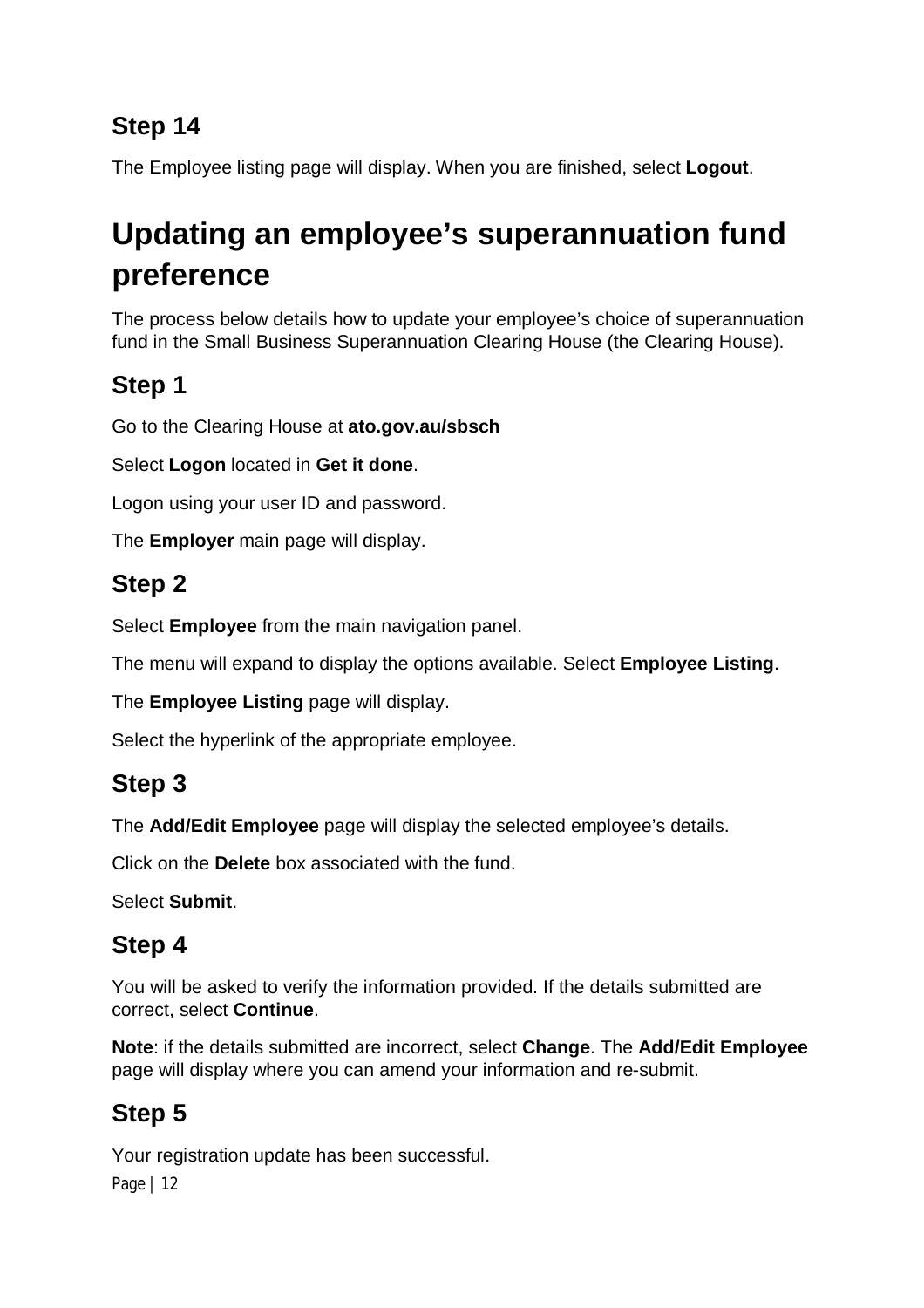## Step 14

The Employee listing page will display. When you are finished, select **Logout**.

# Updating an employee's superannuation fund preference

The process below details how to update your employee's choice of superannuation fund in the Small Business Superannuation Clearing House (the Clearing House).

## Step 1

Go to the Clearing House at **ato.gov.au/sbsch**

Select **Logon** located in **Get it done**.

Logon using your user ID and password.

The **Employer** main page will display.

## Step 2

Select **Employee** from the main navigation panel.

The menu will expand to display the options available. Select **Employee Listing**.

The **Employee Listing** page will display.

Select the hyperlink of the appropriate employee.

## Step 3

The **Add/Edit Employee** page will display the selected employee's details.

Click on the **Delete** box associated with the fund.

Select **Submit**.

## Step 4

You will be asked to verify the information provided. If the details submitted are correct, select **Continue**.

**Note**: if the details submitted are incorrect, select **Change**. The **Add/Edit Employee** page will display where you can amend your information and re-submit.

## Step 5

Your registration update has been successful.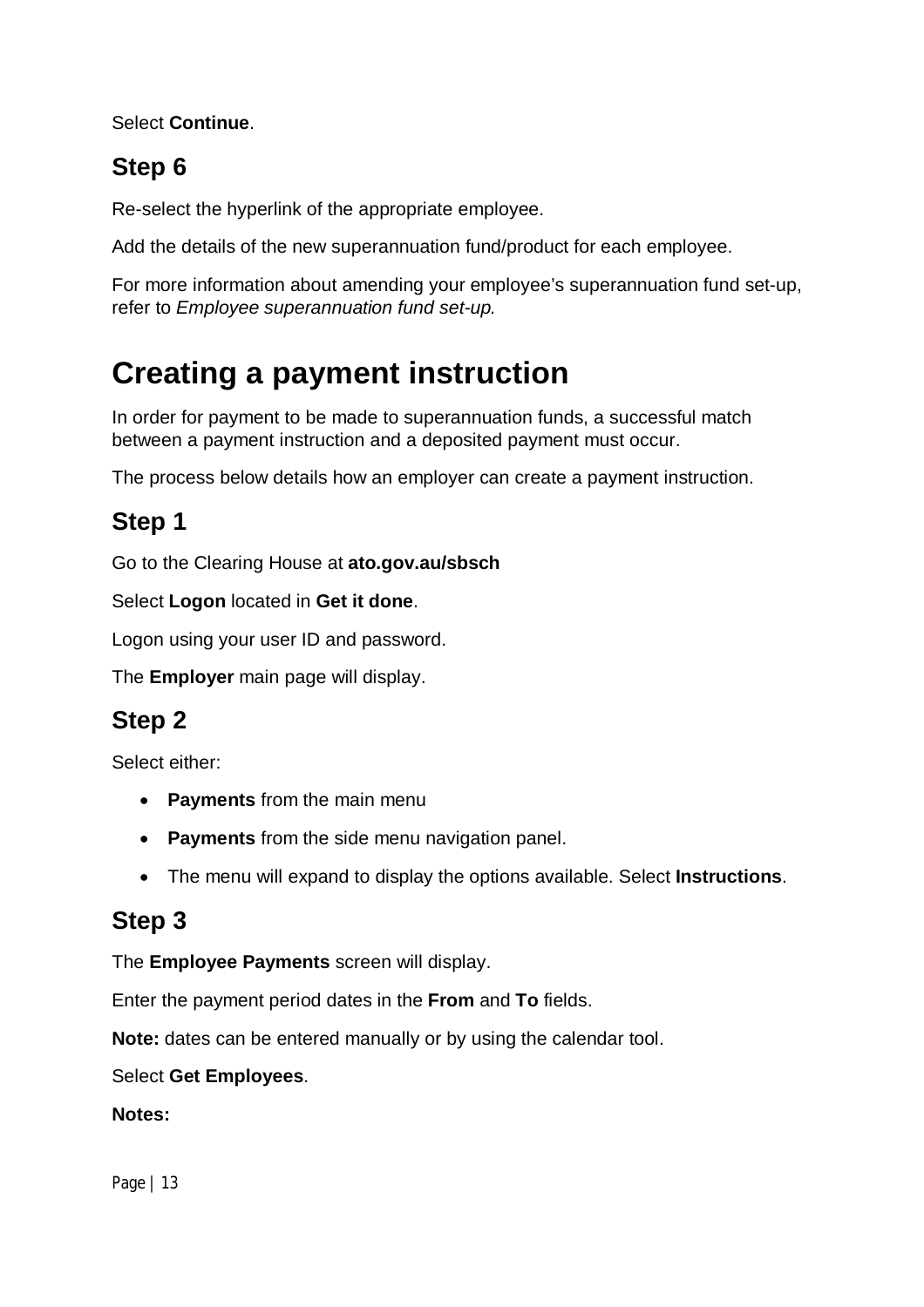Select **Continue**.

## Step 6

Re-select the hyperlink of the appropriate employee.

Add the details of the new superannuation fund/product for each employee.

For more information about amending your employee's superannuation fund set-up, refer to *Employee superannuation fund set-up.*

# Creating a payment instruction

In order for payment to be made to superannuation funds, a successful match between a payment instruction and a deposited payment must occur.

The process below details how an employer can create a payment instruction.

## Step 1

Go to the Clearing House at **ato.gov.au/sbsch**

Select **Logon** located in **Get it done**.

Logon using your user ID and password.

The **Employer** main page will display.

## Step 2

Select either:

- **Payments** from the main menu
- **Payments** from the side menu navigation panel.
- The menu will expand to display the options available. Select **Instructions**.

## Step 3

The **Employee Payments** screen will display.

Enter the payment period dates in the **From** and **To** fields.

**Note:** dates can be entered manually or by using the calendar tool.

Select **Get Employees**.

**Notes:**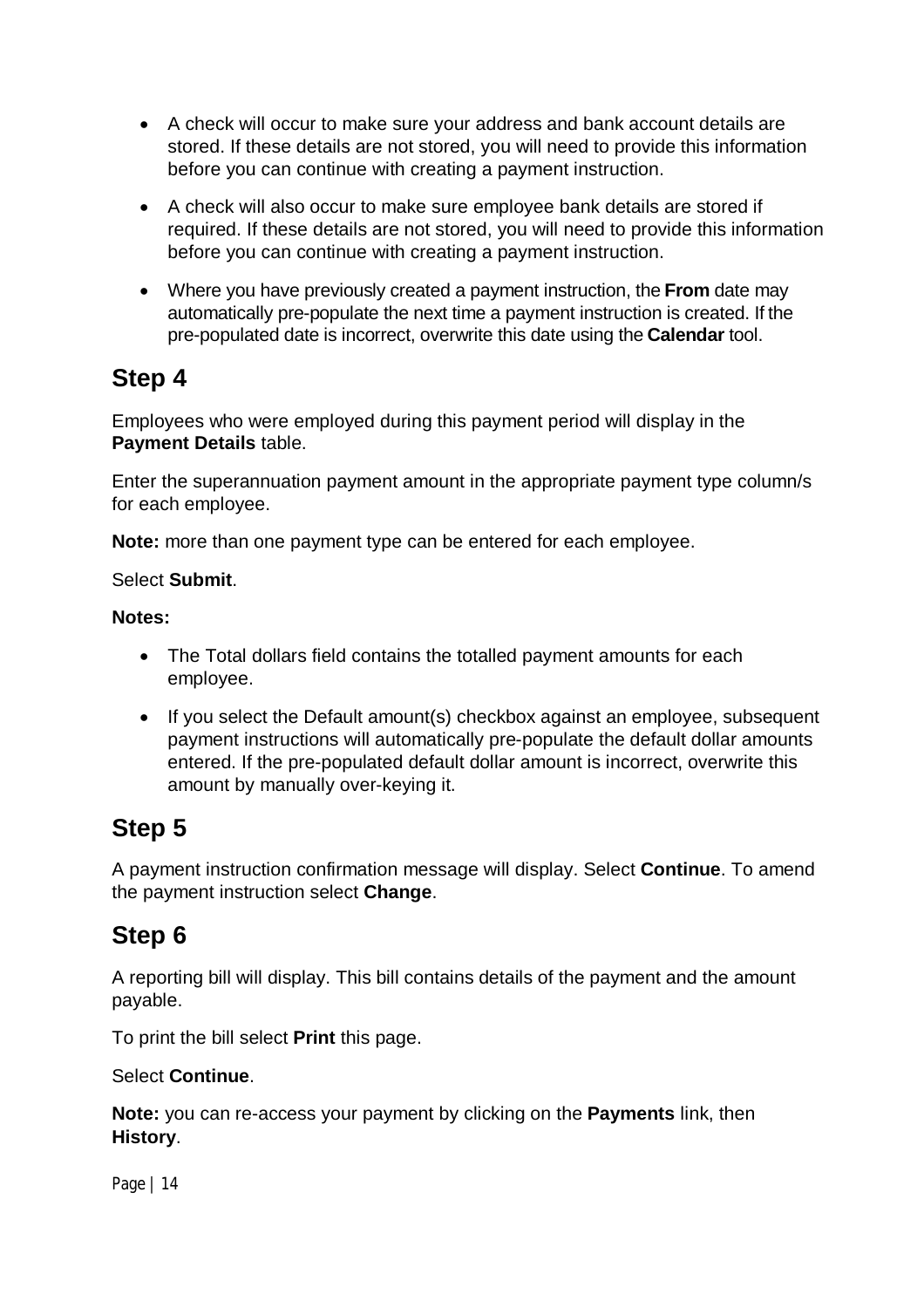- A check will occur to make sure your address and bank account details are stored. If these details are not stored, you will need to provide this information before you can continue with creating a payment instruction.
- A check will also occur to make sure employee bank details are stored if required. If these details are not stored, you will need to provide this information before you can continue with creating a payment instruction.
- Where you have previously created a payment instruction, the **From** date may automatically pre-populate the next time a payment instruction is created. If the pre-populated date is incorrect, overwrite this date using the **Calendar** tool.

## Step 4

Employees who were employed during this payment period will display in the **Payment Details** table.

Enter the superannuation payment amount in the appropriate payment type column/s for each employee.

**Note:** more than one payment type can be entered for each employee.

Select **Submit**.

**Notes:**

- The Total dollars field contains the totalled payment amounts for each employee.
- If you select the Default amount(s) checkbox against an employee, subsequent payment instructions will automatically pre-populate the default dollar amounts entered. If the pre-populated default dollar amount is incorrect, overwrite this amount by manually over-keying it.

## Step 5

A payment instruction confirmation message will display. Select **Continue**. To amend the payment instruction select **Change**.

## Step 6

A reporting bill will display. This bill contains details of the payment and the amount payable.

To print the bill select **Print** this page.

Select **Continue**.

**Note:** you can re-access your payment by clicking on the **Payments** link, then **History**.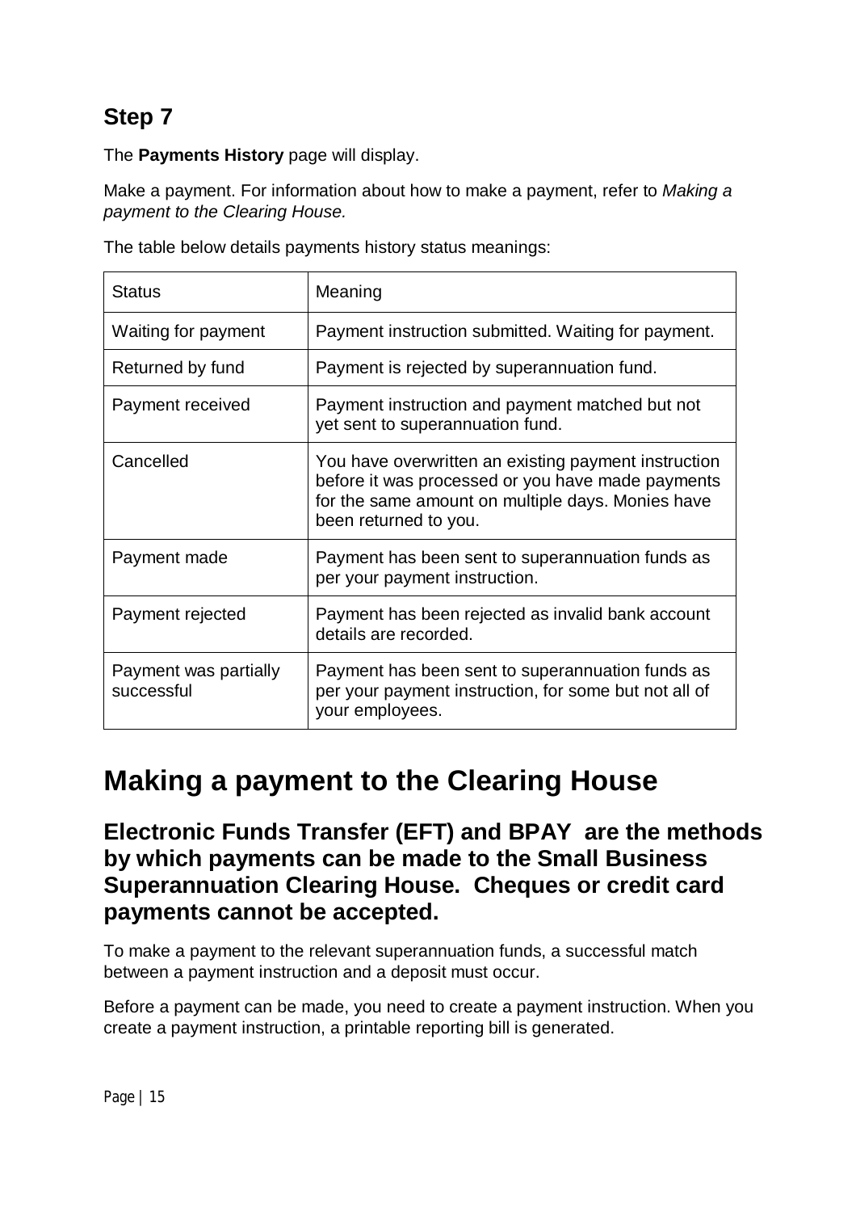## Step 7

The **Payments History** page will display.

Make a payment. For information about how to make a payment, refer to *Making a payment to the Clearing House.*

The table below details payments history status meanings:

| Status | Meaning |
| --- | --- |
| Waiting for payment | Payment instruction submitted. Waiting for payment. |
| Returned by fund | Payment is rejected by superannuation fund. |
| Payment received | Payment instruction and payment matched but not yet sent to superannuation fund. |
| Cancelled | You have overwritten an existing payment instruction before it was processed or you have made payments for the same amount on multiple days. Monies have been returned to you. |
| Payment made | Payment has been sent to superannuation funds as per your payment instruction. |
| Payment rejected | Payment has been rejected as invalid bank account details are recorded. |
| Payment was partially successful | Payment has been sent to superannuation funds as per your payment instruction, for some but not all of your employees. |

# Making a payment to the Clearing House

## Electronic Funds Transfer (EFT) and BPAY are the methods by which payments can be made to the Small Business Superannuation Clearing House. Cheques or credit card payments cannot be accepted.

To make a payment to the relevant superannuation funds, a successful match between a payment instruction and a deposit must occur.

Before a payment can be made, you need to create a payment instruction. When you create a payment instruction, a printable reporting bill is generated.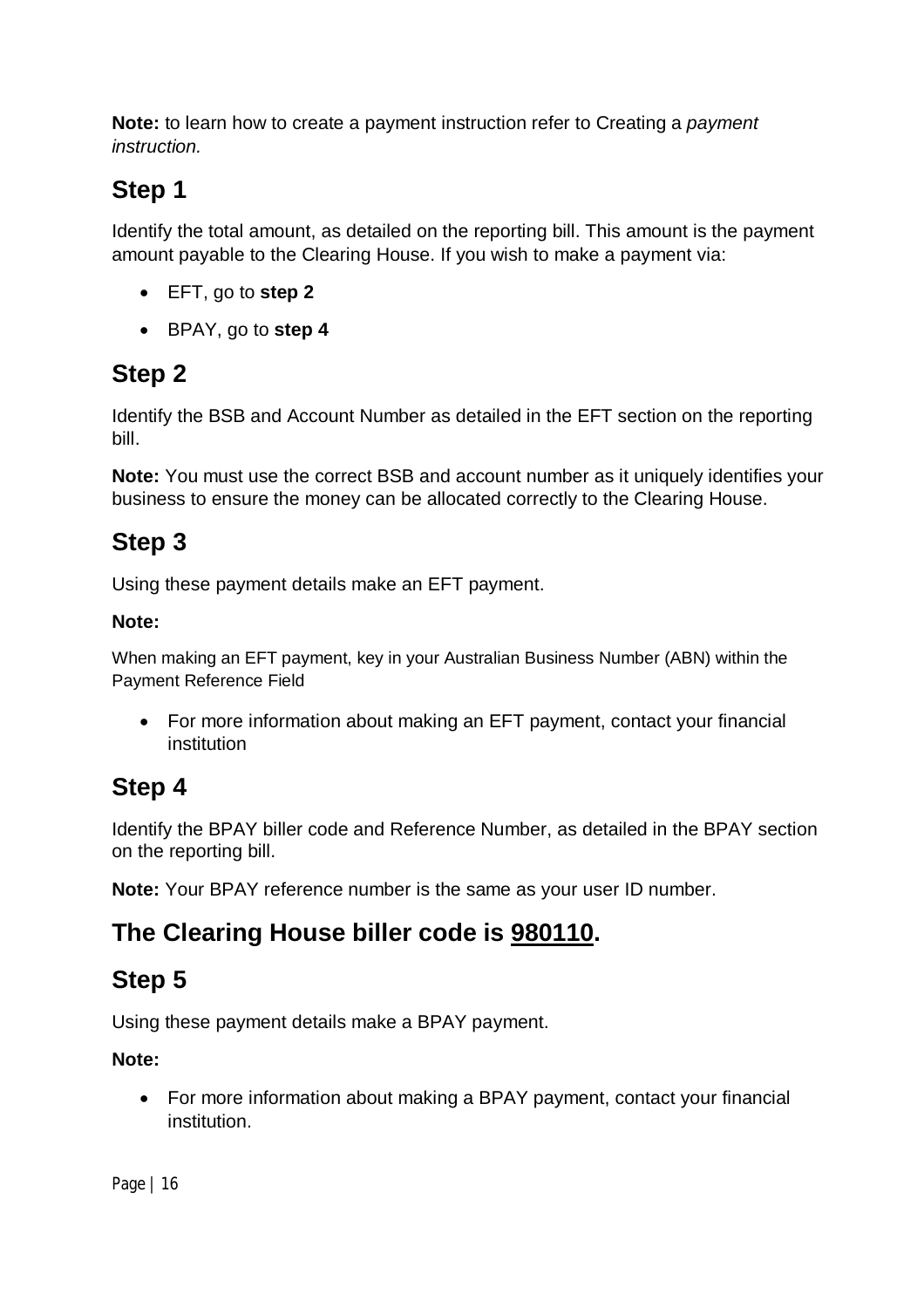**Note:** to learn how to create a payment instruction refer to Creating a *payment instruction.*

## Step 1

Identify the total amount, as detailed on the reporting bill. This amount is the payment amount payable to the Clearing House. If you wish to make a payment via:

- EFT, go to **step 2**
- BPAY, go to **step 4**

## Step 2

Identify the BSB and Account Number as detailed in the EFT section on the reporting bill.

**Note:** You must use the correct BSB and account number as it uniquely identifies your business to ensure the money can be allocated correctly to the Clearing House.

## Step 3

Using these payment details make an EFT payment.

**Note:**

When making an EFT payment, key in your Australian Business Number (ABN) within the Payment Reference Field

- For more information about making an EFT payment, contact your financial institution

## Step 4

Identify the BPAY biller code and Reference Number, as detailed in the BPAY section on the reporting bill.

**Note:** Your BPAY reference number is the same as your user ID number.

## The Clearing House biller code is 980110.

## Step 5

Using these payment details make a BPAY payment.

**Note:**

- For more information about making a BPAY payment, contact your financial institution.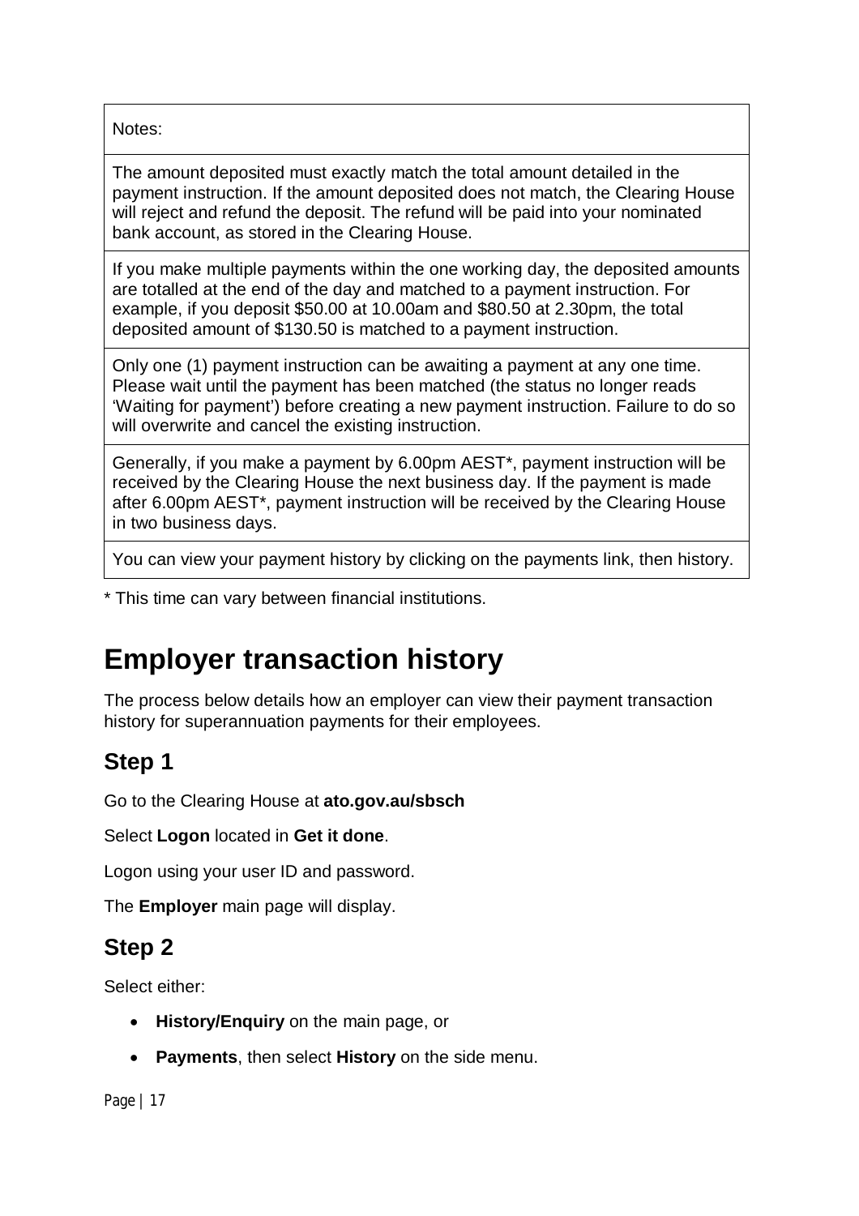| Notes: |
| --- |
| The amount deposited must exactly match the total amount detailed in the payment instruction. If the amount deposited does not match, the Clearing House will reject and refund the deposit. The refund will be paid into your nominated bank account, as stored in the Clearing House. |
| If you make multiple payments within the one working day, the deposited amounts are totalled at the end of the day and matched to a payment instruction. For example, if you deposit $50.00 at 10.00am and $80.50 at 2.30pm, the total deposited amount of $130.50 is matched to a payment instruction. |
| Only one (1) payment instruction can be awaiting a payment at any one time. Please wait until the payment has been matched (the status no longer reads 'Waiting for payment') before creating a new payment instruction. Failure to do so will overwrite and cancel the existing instruction. |
| Generally, if you make a payment by 6.00pm AEST*, payment instruction will be received by the Clearing House the next business day. If the payment is made after 6.00pm AEST*, payment instruction will be received by the Clearing House in two business days. |
| You can view your payment history by clicking on the payments link, then history. |

* This time can vary between financial institutions.

# Employer transaction history

The process below details how an employer can view their payment transaction history for superannuation payments for their employees.

## Step 1

Go to the Clearing House at **ato.gov.au/sbsch**

Select **Logon** located in **Get it done**.

Logon using your user ID and password.

The **Employer** main page will display.

## Step 2

Select either:

- **History/Enquiry** on the main page, or
- **Payments**, then select **History** on the side menu.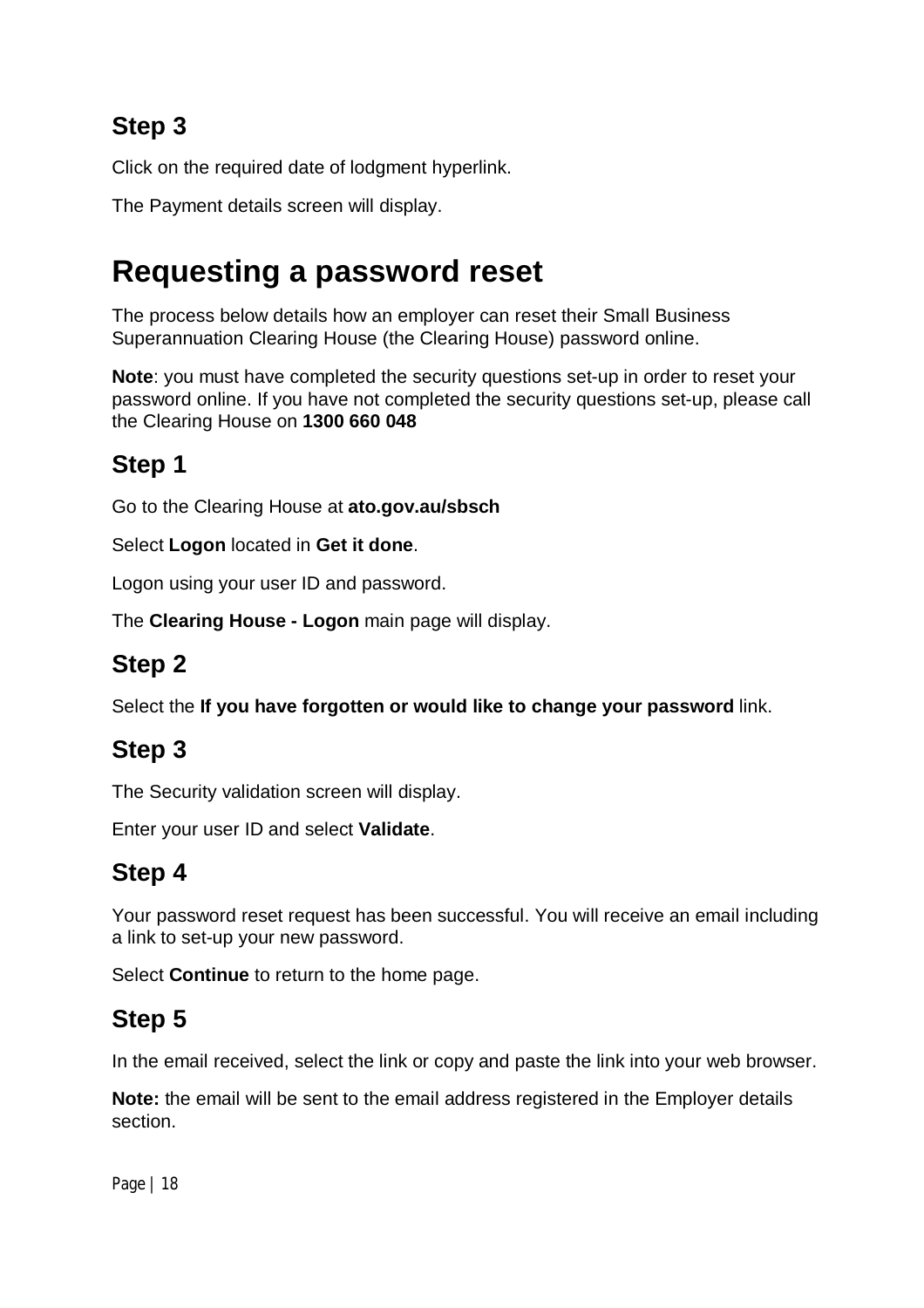## Step 3

Click on the required date of lodgment hyperlink.

The Payment details screen will display.

# Requesting a password reset

The process below details how an employer can reset their Small Business Superannuation Clearing House (the Clearing House) password online.

**Note**: you must have completed the security questions set-up in order to reset your password online. If you have not completed the security questions set-up, please call the Clearing House on **1300 660 048**

## Step 1

Go to the Clearing House at **ato.gov.au/sbsch**

Select **Logon** located in **Get it done**.

Logon using your user ID and password.

The **Clearing House - Logon** main page will display.

## Step 2

Select the **If you have forgotten or would like to change your password** link.

## Step 3

The Security validation screen will display.

Enter your user ID and select **Validate**.

## Step 4

Your password reset request has been successful. You will receive an email including a link to set-up your new password.

Select **Continue** to return to the home page.

## Step 5

In the email received, select the link or copy and paste the link into your web browser.

**Note:** the email will be sent to the email address registered in the Employer details section.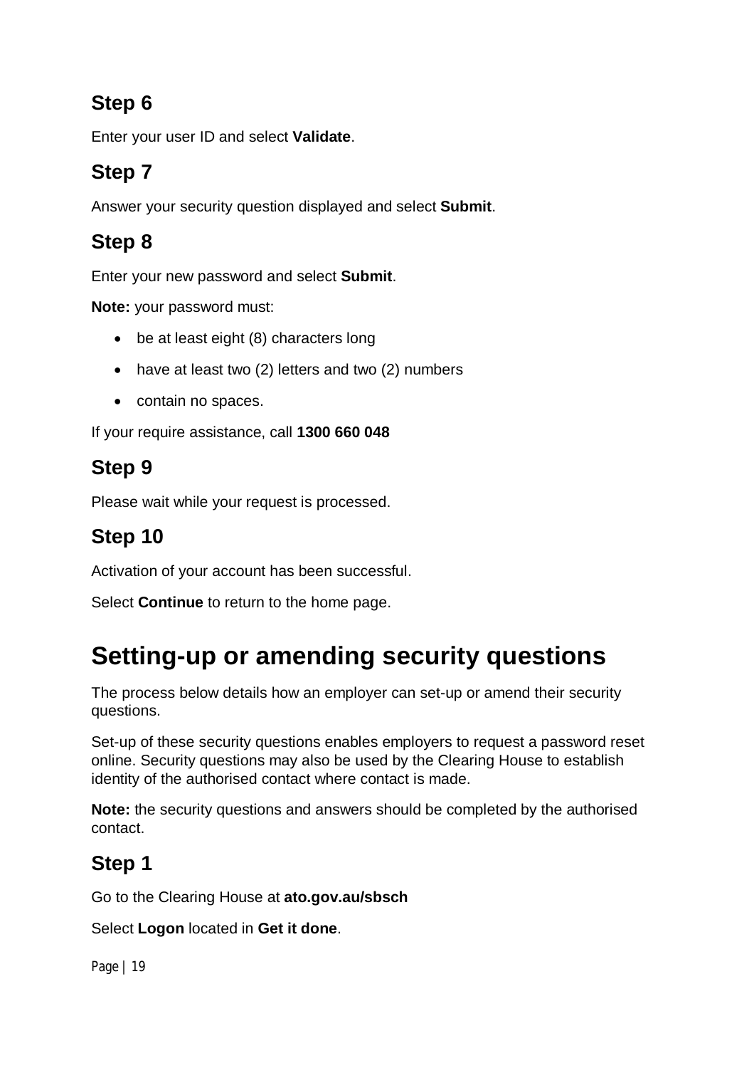## Step 6

Enter your user ID and select **Validate**.

## Step 7

Answer your security question displayed and select **Submit**.

## Step 8

Enter your new password and select **Submit**.

**Note:** your password must:

- be at least eight (8) characters long
- have at least two (2) letters and two (2) numbers
- contain no spaces.

If your require assistance, call **1300 660 048**

## Step 9

Please wait while your request is processed.

## Step 10

Activation of your account has been successful.

Select **Continue** to return to the home page.

# Setting-up or amending security questions

The process below details how an employer can set-up or amend their security questions.

Set-up of these security questions enables employers to request a password reset online. Security questions may also be used by the Clearing House to establish identity of the authorised contact where contact is made.

**Note:** the security questions and answers should be completed by the authorised contact.

## Step 1

Go to the Clearing House at **ato.gov.au/sbsch**

Select **Logon** located in **Get it done**.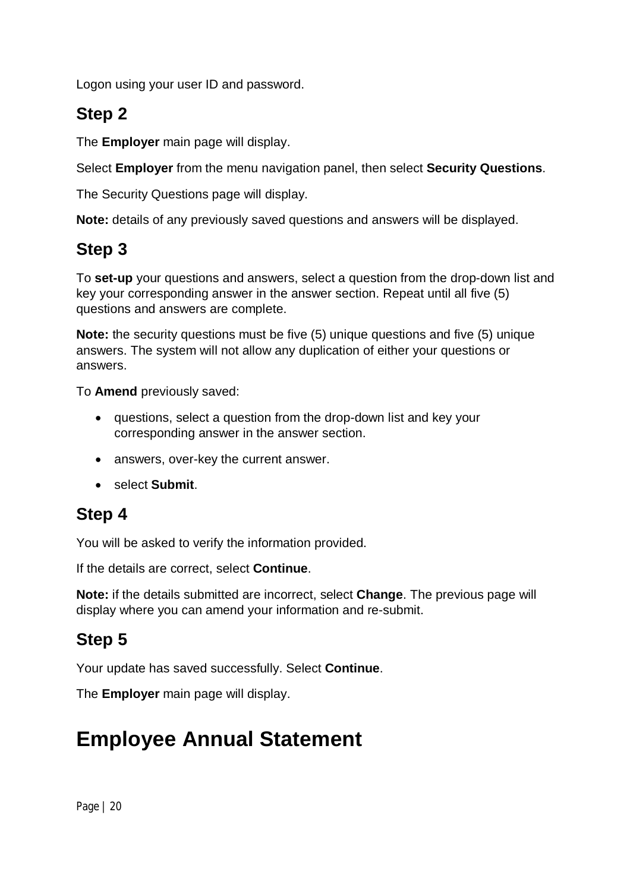Logon using your user ID and password.

## Step 2

The **Employer** main page will display.

Select **Employer** from the menu navigation panel, then select **Security Questions**.

The Security Questions page will display.

**Note:** details of any previously saved questions and answers will be displayed.

## Step 3

To **set-up** your questions and answers, select a question from the drop-down list and key your corresponding answer in the answer section. Repeat until all five (5) questions and answers are complete.

**Note:** the security questions must be five (5) unique questions and five (5) unique answers. The system will not allow any duplication of either your questions or answers.

To **Amend** previously saved:

- questions, select a question from the drop-down list and key your corresponding answer in the answer section.
- answers, over-key the current answer.
- select **Submit**.

## Step 4

You will be asked to verify the information provided.

If the details are correct, select **Continue**.

**Note:** if the details submitted are incorrect, select **Change**. The previous page will display where you can amend your information and re-submit.

## Step 5

Your update has saved successfully. Select **Continue**.

The **Employer** main page will display.

# Employee Annual Statement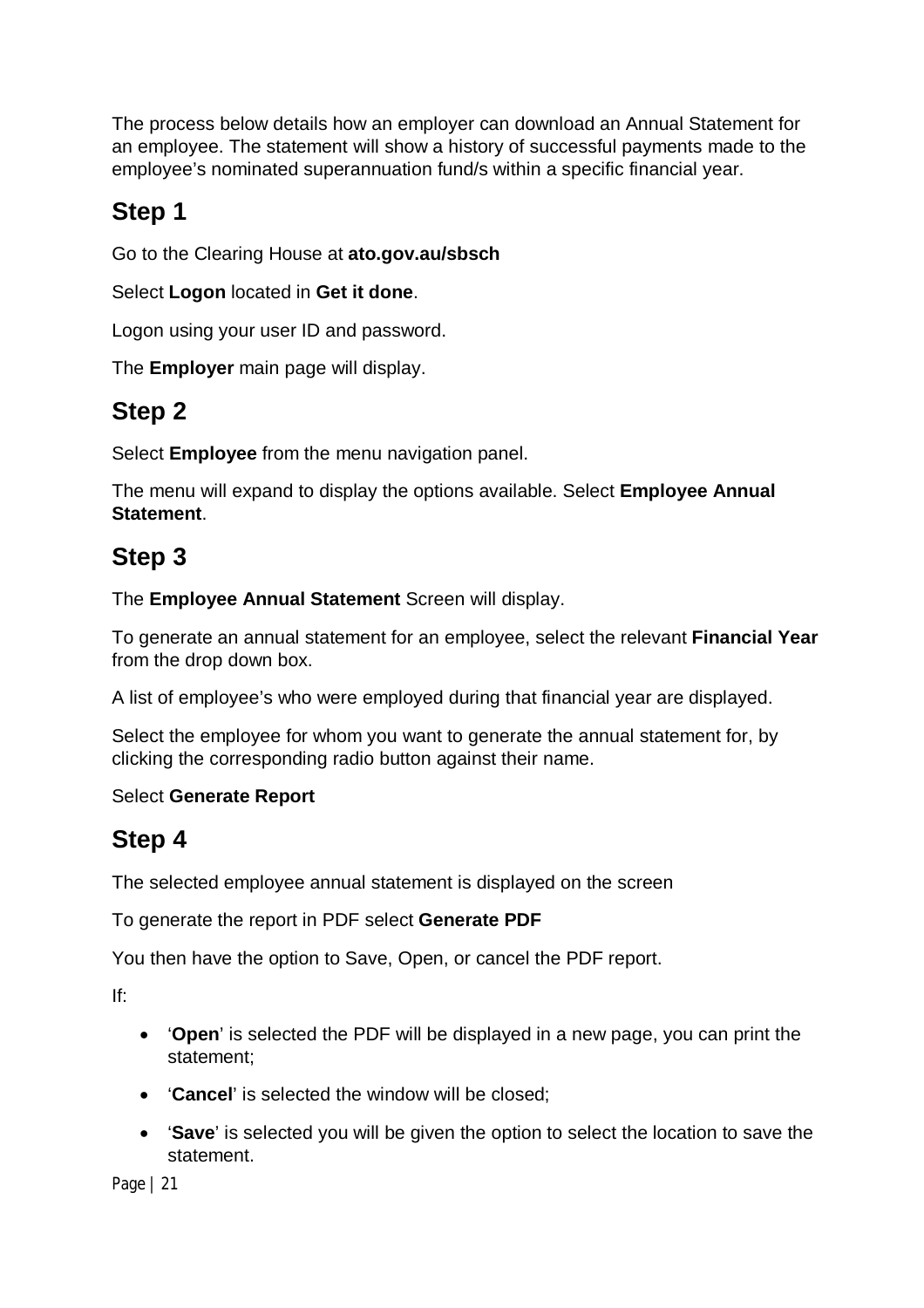The process below details how an employer can download an Annual Statement for an employee. The statement will show a history of successful payments made to the employee's nominated superannuation fund/s within a specific financial year.

## Step 1

Go to the Clearing House at **ato.gov.au/sbsch**

Select **Logon** located in **Get it done**.

Logon using your user ID and password.

The **Employer** main page will display.

## Step 2

Select **Employee** from the menu navigation panel.

The menu will expand to display the options available. Select **Employee Annual Statement**.

## Step 3

The **Employee Annual Statement** Screen will display.

To generate an annual statement for an employee, select the relevant **Financial Year** from the drop down box.

A list of employee's who were employed during that financial year are displayed.

Select the employee for whom you want to generate the annual statement for, by clicking the corresponding radio button against their name.

Select **Generate Report**

## Step 4

The selected employee annual statement is displayed on the screen

To generate the report in PDF select **Generate PDF**

You then have the option to Save, Open, or cancel the PDF report.

If:

- '**Open**' is selected the PDF will be displayed in a new page, you can print the statement;
- '**Cancel**' is selected the window will be closed;
- '**Save**' is selected you will be given the option to select the location to save the statement.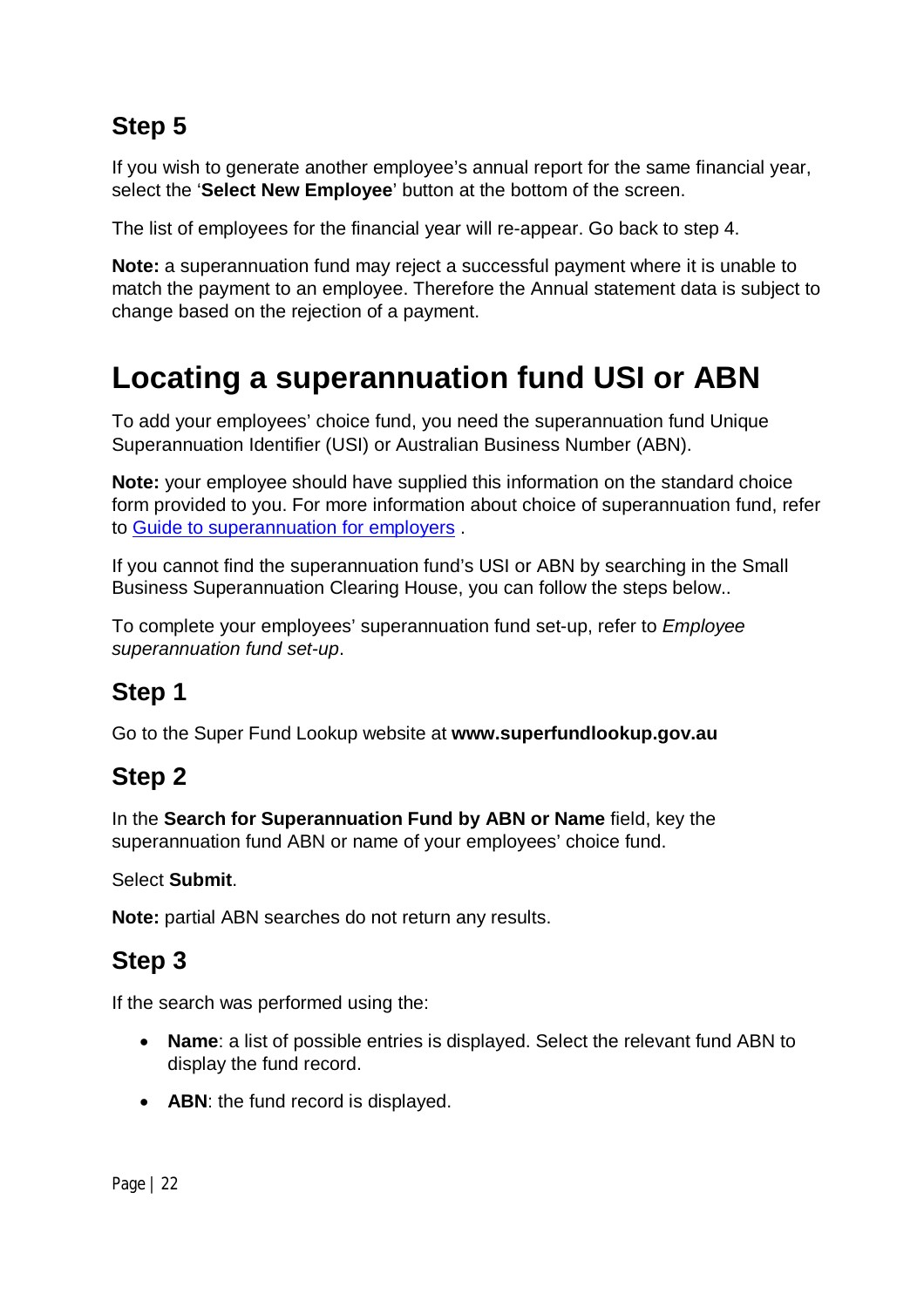## Step 5

If you wish to generate another employee's annual report for the same financial year, select the '**Select New Employee**' button at the bottom of the screen.

The list of employees for the financial year will re-appear. Go back to step 4.

**Note:** a superannuation fund may reject a successful payment where it is unable to match the payment to an employee. Therefore the Annual statement data is subject to change based on the rejection of a payment.

# Locating a superannuation fund USI or ABN

To add your employees' choice fund, you need the superannuation fund Unique Superannuation Identifier (USI) or Australian Business Number (ABN).

**Note:** your employee should have supplied this information on the standard choice form provided to you. For more information about choice of superannuation fund, refer to Guide to superannuation for employers .

If you cannot find the superannuation fund's USI or ABN by searching in the Small Business Superannuation Clearing House, you can follow the steps below..

To complete your employees' superannuation fund set-up, refer to *Employee superannuation fund set-up*.

## Step 1

Go to the Super Fund Lookup website at **www.superfundlookup.gov.au**

## Step 2

In the **Search for Superannuation Fund by ABN or Name** field, key the superannuation fund ABN or name of your employees' choice fund.

Select **Submit**.

**Note:** partial ABN searches do not return any results.

## Step 3

If the search was performed using the:

- **Name**: a list of possible entries is displayed. Select the relevant fund ABN to display the fund record.
- **ABN**: the fund record is displayed.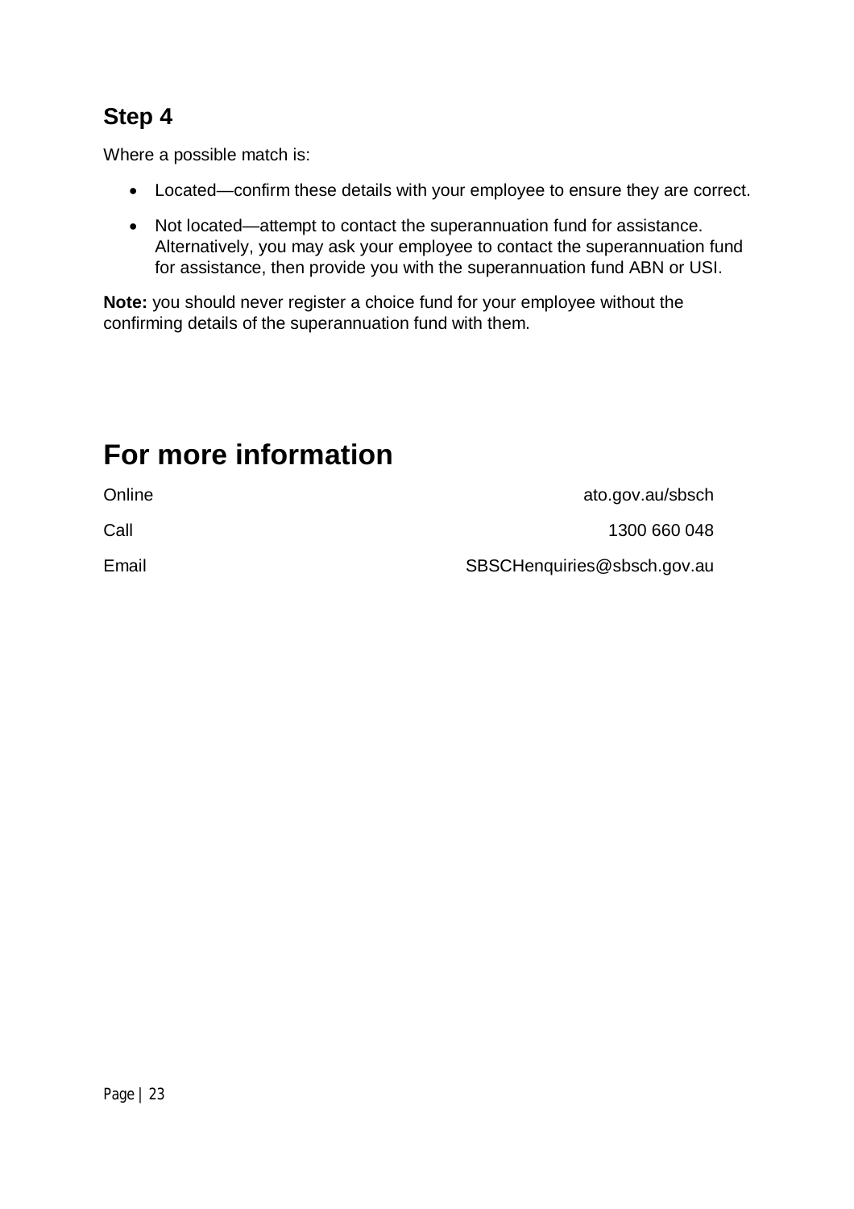## Step 4

Where a possible match is:

- Located—confirm these details with your employee to ensure they are correct.
- Not located—attempt to contact the superannuation fund for assistance. Alternatively, you may ask your employee to contact the superannuation fund for assistance, then provide you with the superannuation fund ABN or USI.

**Note:** you should never register a choice fund for your employee without the confirming details of the superannuation fund with them.

# For more information

| | |
|---|---|
| Online | ato.gov.au/sbsch |
| Call | 1300 660 048 |
| Email | SBSCHenquiries@sbsch.gov.au |